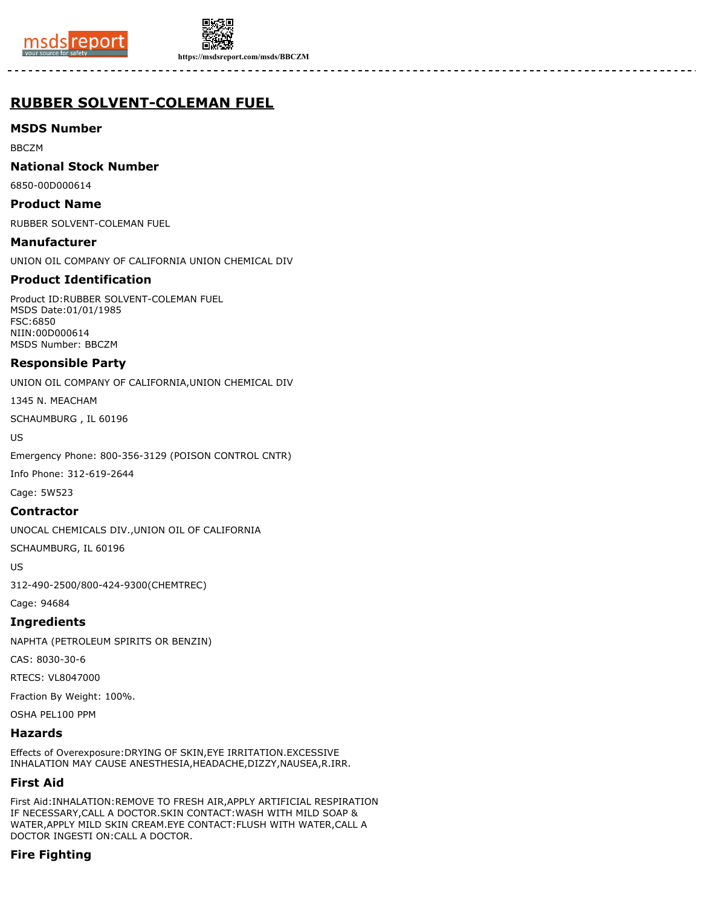# RUBBER SOLVENT-COLEMAN FUEL

## MSDS Number

BBCZM

## National Stock Number

6850-00D000614

## Product Name

RUBBER SOLVENT-COLEMAN FUEL

## Manufacturer

UNION OIL COMPANY OF CALIFORNIA UNION CHEMICAL DIV

## Product Identification

Product ID:RUBBER SOLVENT-COLEMAN FUEL
MSDS Date:01/01/1985
FSC:6850
NIIN:00D000614
MSDS Number: BBCZM

## Responsible Party

UNION OIL COMPANY OF CALIFORNIA,UNION CHEMICAL DIV

1345 N. MEACHAM

SCHAUMBURG , IL 60196

US

Emergency Phone: 800-356-3129 (POISON CONTROL CNTR)

Info Phone: 312-619-2644

Cage: 5W523

## Contractor

UNOCAL CHEMICALS DIV.,UNION OIL OF CALIFORNIA

SCHAUMBURG, IL 60196

US

312-490-2500/800-424-9300(CHEMTREC)

Cage: 94684

## Ingredients

NAPHTA (PETROLEUM SPIRITS OR BENZIN)

CAS: 8030-30-6

RTECS: VL8047000

Fraction By Weight: 100%.

OSHA PEL100 PPM

## Hazards

Effects of Overexposure:DRYING OF SKIN,EYE IRRITATION.EXCESSIVE INHALATION MAY CAUSE ANESTHESIA,HEADACHE,DIZZY,NAUSEA,R.IRR.

## First Aid

First Aid:INHALATION:REMOVE TO FRESH AIR,APPLY ARTIFICIAL RESPIRATION IF NECESSARY,CALL A DOCTOR.SKIN CONTACT:WASH WITH MILD SOAP & WATER,APPLY MILD SKIN CREAM.EYE CONTACT:FLUSH WITH WATER,CALL A DOCTOR INGESTI ON:CALL A DOCTOR.

## Fire Fighting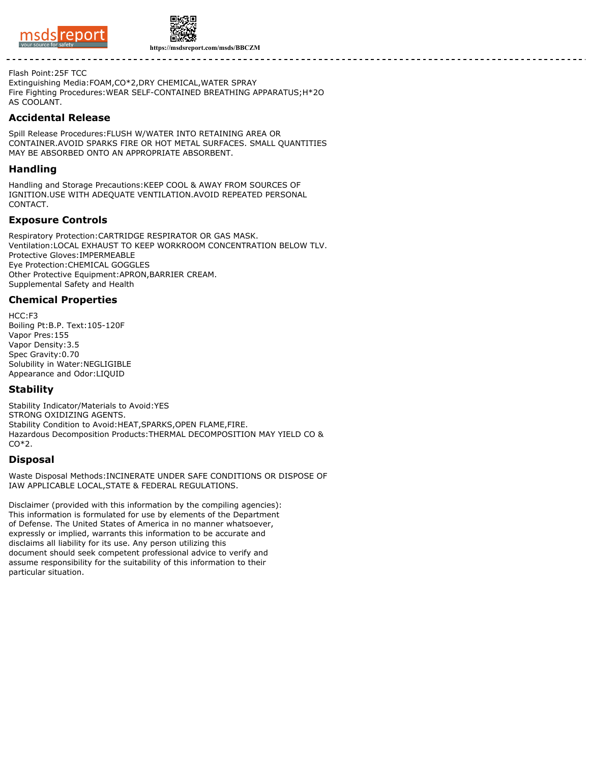Flash Point:25F TCC
Extinguishing Media:FOAM,CO*2,DRY CHEMICAL,WATER SPRAY
Fire Fighting Procedures:WEAR SELF-CONTAINED BREATHING APPARATUS;H*2O AS COOLANT.

## Accidental Release

Spill Release Procedures:FLUSH W/WATER INTO RETAINING AREA OR CONTAINER.AVOID SPARKS FIRE OR HOT METAL SURFACES. SMALL QUANTITIES MAY BE ABSORBED ONTO AN APPROPRIATE ABSORBENT.

## Handling

Handling and Storage Precautions:KEEP COOL & AWAY FROM SOURCES OF IGNITION.USE WITH ADEQUATE VENTILATION.AVOID REPEATED PERSONAL CONTACT.

## Exposure Controls

Respiratory Protection:CARTRIDGE RESPIRATOR OR GAS MASK.
Ventilation:LOCAL EXHAUST TO KEEP WORKROOM CONCENTRATION BELOW TLV.
Protective Gloves:IMPERMEABLE
Eye Protection:CHEMICAL GOGGLES
Other Protective Equipment:APRON,BARRIER CREAM.
Supplemental Safety and Health

## Chemical Properties

HCC:F3
Boiling Pt:B.P. Text:105-120F
Vapor Pres:155
Vapor Density:3.5
Spec Gravity:0.70
Solubility in Water:NEGLIGIBLE
Appearance and Odor:LIQUID

## Stability

Stability Indicator/Materials to Avoid:YES
STRONG OXIDIZING AGENTS.
Stability Condition to Avoid:HEAT,SPARKS,OPEN FLAME,FIRE.
Hazardous Decomposition Products:THERMAL DECOMPOSITION MAY YIELD CO & CO*2.

## Disposal

Waste Disposal Methods:INCINERATE UNDER SAFE CONDITIONS OR DISPOSE OF IAW APPLICABLE LOCAL,STATE & FEDERAL REGULATIONS.

Disclaimer (provided with this information by the compiling agencies): This information is formulated for use by elements of the Department of Defense. The United States of America in no manner whatsoever, expressly or implied, warrants this information to be accurate and disclaims all liability for its use. Any person utilizing this document should seek competent professional advice to verify and assume responsibility for the suitability of this information to their particular situation.